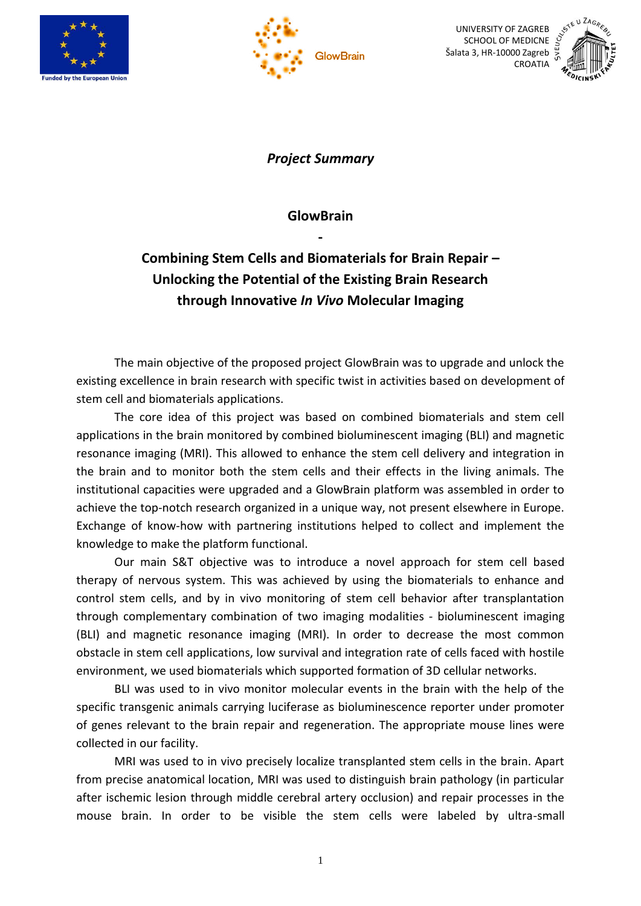UNIVERSITY OF ZAGREB
SCHOOL OF MEDICNE
Šalata 3, HR-10000 Zagreb
CROATIA

***Project Summary***

# GlowBrain

**-**

## Combining Stem Cells and Biomaterials for Brain Repair – Unlocking the Potential of the Existing Brain Research through Innovative *In Vivo* Molecular Imaging

The main objective of the proposed project GlowBrain was to upgrade and unlock the existing excellence in brain research with specific twist in activities based on development of stem cell and biomaterials applications.

The core idea of this project was based on combined biomaterials and stem cell applications in the brain monitored by combined bioluminescent imaging (BLI) and magnetic resonance imaging (MRI). This allowed to enhance the stem cell delivery and integration in the brain and to monitor both the stem cells and their effects in the living animals. The institutional capacities were upgraded and a GlowBrain platform was assembled in order to achieve the top-notch research organized in a unique way, not present elsewhere in Europe. Exchange of know-how with partnering institutions helped to collect and implement the knowledge to make the platform functional.

Our main S&T objective was to introduce a novel approach for stem cell based therapy of nervous system. This was achieved by using the biomaterials to enhance and control stem cells, and by in vivo monitoring of stem cell behavior after transplantation through complementary combination of two imaging modalities - bioluminescent imaging (BLI) and magnetic resonance imaging (MRI). In order to decrease the most common obstacle in stem cell applications, low survival and integration rate of cells faced with hostile environment, we used biomaterials which supported formation of 3D cellular networks.

BLI was used to in vivo monitor molecular events in the brain with the help of the specific transgenic animals carrying luciferase as bioluminescence reporter under promoter of genes relevant to the brain repair and regeneration. The appropriate mouse lines were collected in our facility.

MRI was used to in vivo precisely localize transplanted stem cells in the brain. Apart from precise anatomical location, MRI was used to distinguish brain pathology (in particular after ischemic lesion through middle cerebral artery occlusion) and repair processes in the mouse brain. In order to be visible the stem cells were labeled by ultra-small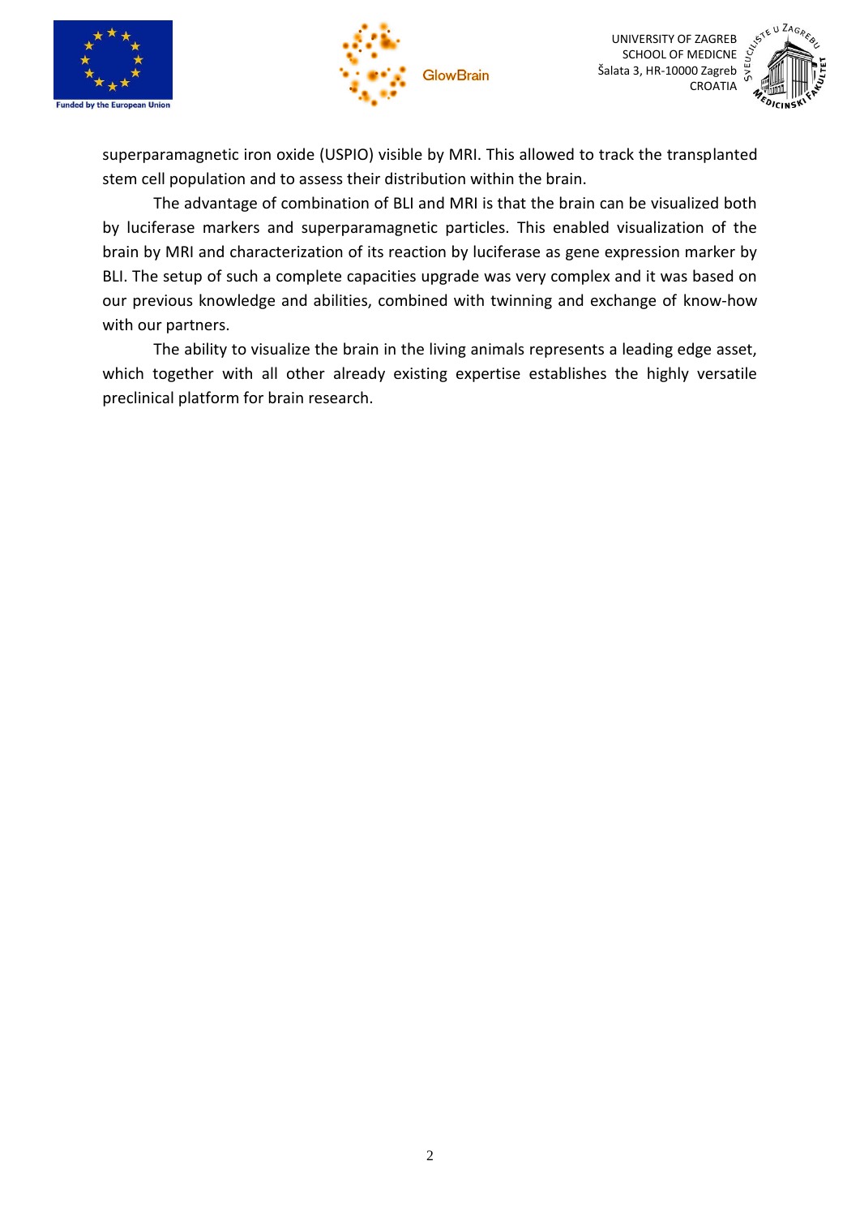superparamagnetic iron oxide (USPIO) visible by MRI. This allowed to track the transplanted stem cell population and to assess their distribution within the brain.

The advantage of combination of BLI and MRI is that the brain can be visualized both by luciferase markers and superparamagnetic particles. This enabled visualization of the brain by MRI and characterization of its reaction by luciferase as gene expression marker by BLI. The setup of such a complete capacities upgrade was very complex and it was based on our previous knowledge and abilities, combined with twinning and exchange of know-how with our partners.

The ability to visualize the brain in the living animals represents a leading edge asset, which together with all other already existing expertise establishes the highly versatile preclinical platform for brain research.